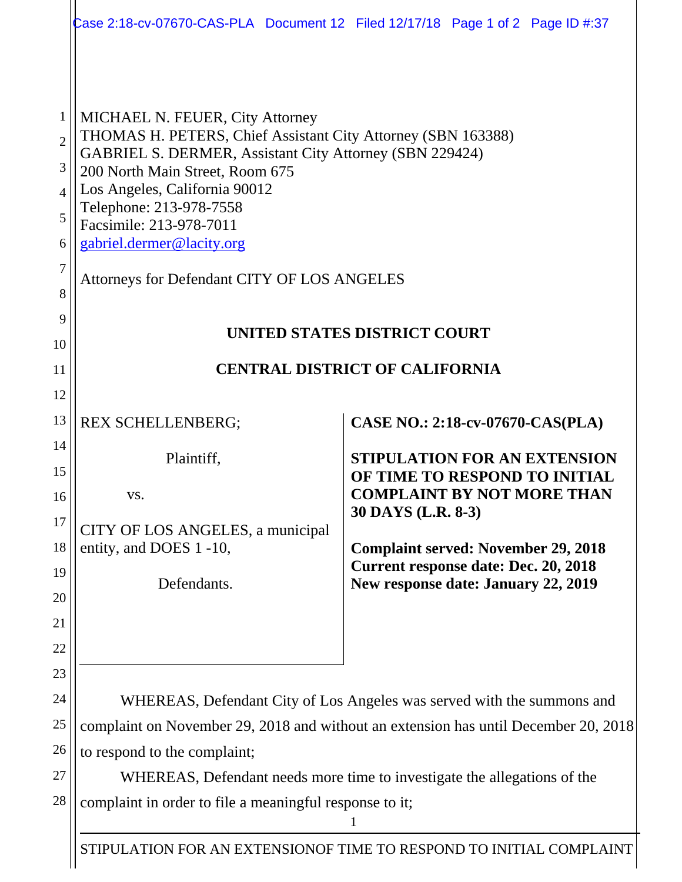MICHAEL N. FEUER, City Attorney
THOMAS H. PETERS, Chief Assistant City Attorney (SBN 163388)
GABRIEL S. DERMER, Assistant City Attorney (SBN 229424)
200 North Main Street, Room 675
Los Angeles, California 90012
Telephone: 213-978-7558
Facsimile: 213-978-7011
gabriel.dermer@lacity.org

Attorneys for Defendant CITY OF LOS ANGELES

**UNITED STATES DISTRICT COURT**

**CENTRAL DISTRICT OF CALIFORNIA**

REX SCHELLENBERG;

Plaintiff,

vs.

CITY OF LOS ANGELES, a municipal entity, and DOES 1 -10,

Defendants.

**CASE NO.: 2:18-cv-07670-CAS(PLA)**

**STIPULATION FOR AN EXTENSION OF TIME TO RESPOND TO INITIAL COMPLAINT BY NOT MORE THAN 30 DAYS (L.R. 8-3)**

**Complaint served: November 29, 2018**
**Current response date: Dec. 20, 2018**
**New response date: January 22, 2019**

WHEREAS, Defendant City of Los Angeles was served with the summons and complaint on November 29, 2018 and without an extension has until December 20, 2018 to respond to the complaint;

WHEREAS, Defendant needs more time to investigate the allegations of the complaint in order to file a meaningful response to it;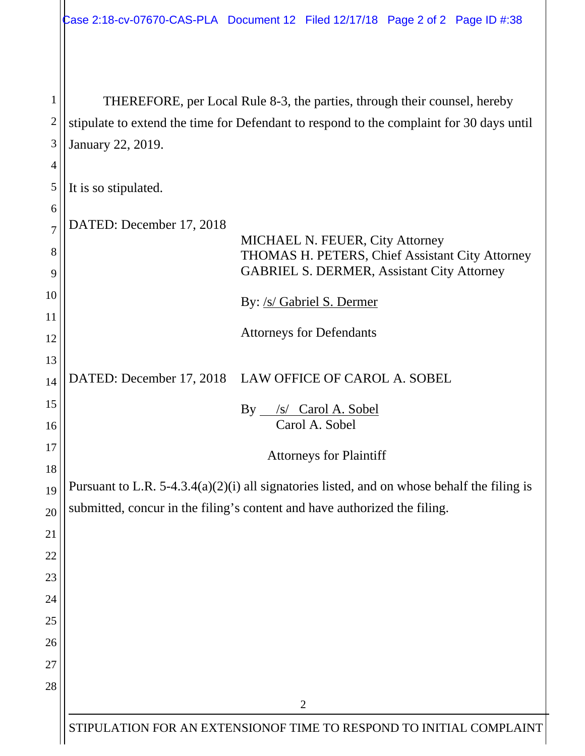THEREFORE, per Local Rule 8-3, the parties, through their counsel, hereby stipulate to extend the time for Defendant to respond to the complaint for 30 days until January 22, 2019.

It is so stipulated.

DATED: December 17, 2018

MICHAEL N. FEUER, City Attorney
THOMAS H. PETERS, Chief Assistant City Attorney
GABRIEL S. DERMER, Assistant City Attorney

By: /s/ Gabriel S. Dermer

Attorneys for Defendants

DATED: December 17, 2018 LAW OFFICE OF CAROL A. SOBEL

By /s/ Carol A. Sobel
Carol A. Sobel

Attorneys for Plaintiff

Pursuant to L.R. 5-4.3.4(a)(2)(i) all signatories listed, and on whose behalf the filing is submitted, concur in the filing's content and have authorized the filing.

STIPULATION FOR AN EXTENSIONOF TIME TO RESPOND TO INITIAL COMPLAINT